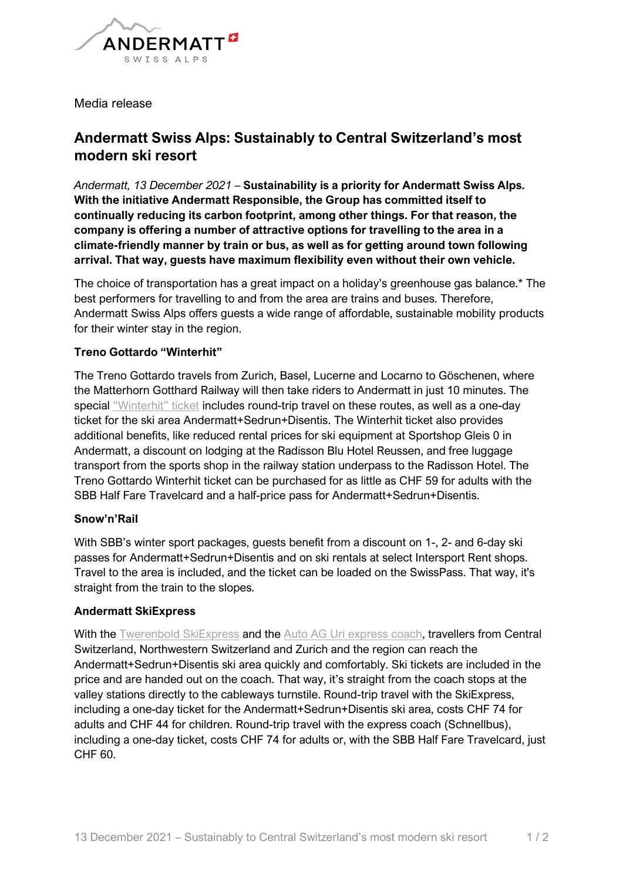Media release

# Andermatt Swiss Alps: Sustainably to Central Switzerland's most modern ski resort

*Andermatt, 13 December 2021* – **Sustainability is a priority for Andermatt Swiss Alps. With the initiative Andermatt Responsible, the Group has committed itself to continually reducing its carbon footprint, among other things. For that reason, the company is offering a number of attractive options for travelling to the area in a climate-friendly manner by train or bus, as well as for getting around town following arrival. That way, guests have maximum flexibility even without their own vehicle.**

The choice of transportation has a great impact on a holiday's greenhouse gas balance.* The best performers for travelling to and from the area are trains and buses. Therefore, Andermatt Swiss Alps offers guests a wide range of affordable, sustainable mobility products for their winter stay in the region.

### Treno Gottardo "Winterhit"

The Treno Gottardo travels from Zurich, Basel, Lucerne and Locarno to Göschenen, where the Matterhorn Gotthard Railway will then take riders to Andermatt in just 10 minutes. The special "Winterhit" ticket includes round-trip travel on these routes, as well as a one-day ticket for the ski area Andermatt+Sedrun+Disentis. The Winterhit ticket also provides additional benefits, like reduced rental prices for ski equipment at Sportshop Gleis 0 in Andermatt, a discount on lodging at the Radisson Blu Hotel Reussen, and free luggage transport from the sports shop in the railway station underpass to the Radisson Hotel. The Treno Gottardo Winterhit ticket can be purchased for as little as CHF 59 for adults with the SBB Half Fare Travelcard and a half-price pass for Andermatt+Sedrun+Disentis.

### Snow'n'Rail

With SBB's winter sport packages, guests benefit from a discount on 1-, 2- and 6-day ski passes for Andermatt+Sedrun+Disentis and on ski rentals at select Intersport Rent shops. Travel to the area is included, and the ticket can be loaded on the SwissPass. That way, it's straight from the train to the slopes.

### Andermatt SkiExpress

With the Twerenbold SkiExpress and the Auto AG Uri express coach, travellers from Central Switzerland, Northwestern Switzerland and Zurich and the region can reach the Andermatt+Sedrun+Disentis ski area quickly and comfortably. Ski tickets are included in the price and are handed out on the coach. That way, it's straight from the coach stops at the valley stations directly to the cableways turnstile. Round-trip travel with the SkiExpress, including a one-day ticket for the Andermatt+Sedrun+Disentis ski area, costs CHF 74 for adults and CHF 44 for children. Round-trip travel with the express coach (Schnellbus), including a one-day ticket, costs CHF 74 for adults or, with the SBB Half Fare Travelcard, just CHF 60.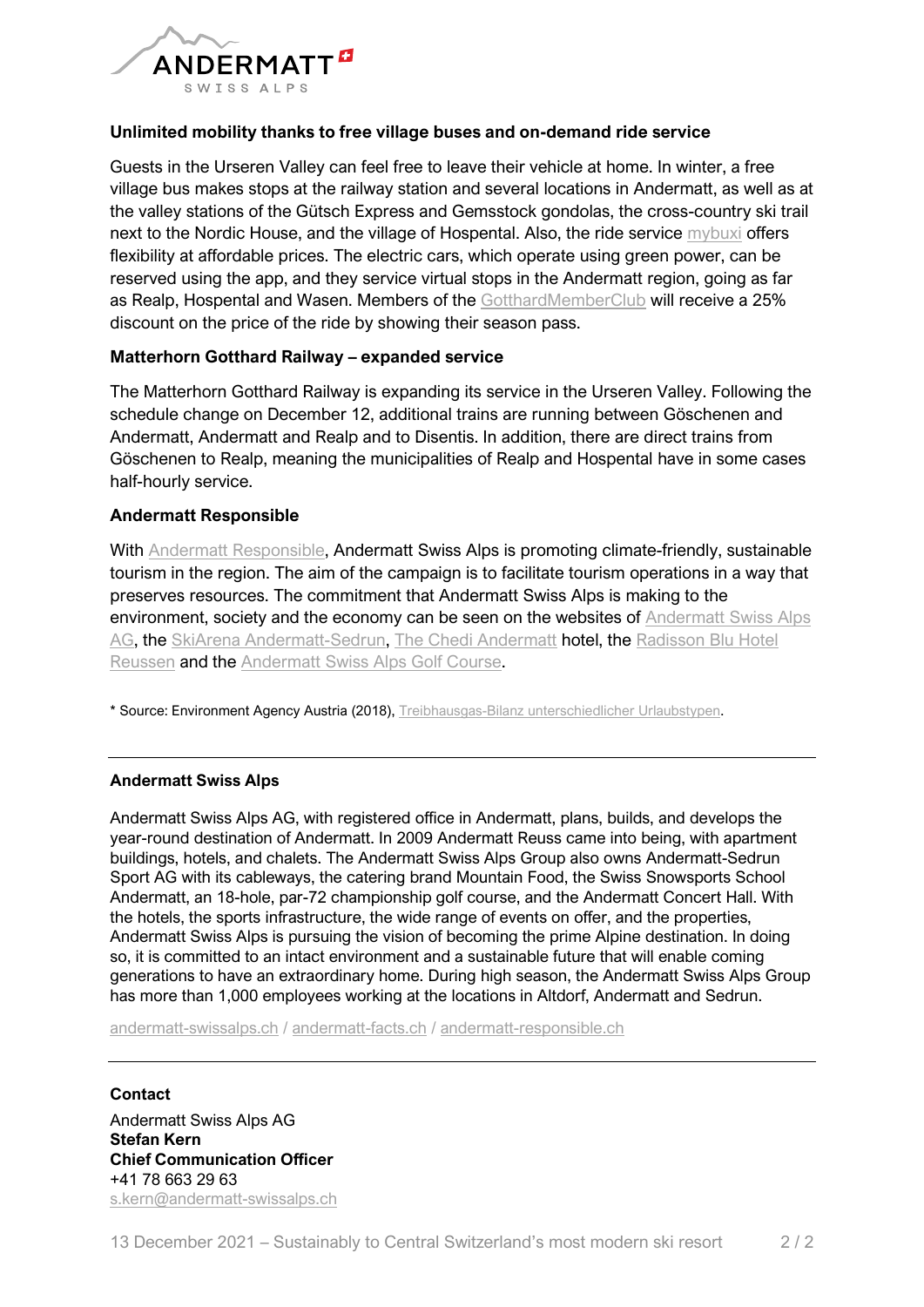### Unlimited mobility thanks to free village buses and on-demand ride service

Guests in the Urseren Valley can feel free to leave their vehicle at home. In winter, a free village bus makes stops at the railway station and several locations in Andermatt, as well as at the valley stations of the Gütsch Express and Gemsstock gondolas, the cross-country ski trail next to the Nordic House, and the village of Hospental. Also, the ride service mybuxi offers flexibility at affordable prices. The electric cars, which operate using green power, can be reserved using the app, and they service virtual stops in the Andermatt region, going as far as Realp, Hospental and Wasen. Members of the GotthardMemberClub will receive a 25% discount on the price of the ride by showing their season pass.

### Matterhorn Gotthard Railway – expanded service

The Matterhorn Gotthard Railway is expanding its service in the Urseren Valley. Following the schedule change on December 12, additional trains are running between Göschenen and Andermatt, Andermatt and Realp and to Disentis. In addition, there are direct trains from Göschenen to Realp, meaning the municipalities of Realp and Hospental have in some cases half-hourly service.

### Andermatt Responsible

With Andermatt Responsible, Andermatt Swiss Alps is promoting climate-friendly, sustainable tourism in the region. The aim of the campaign is to facilitate tourism operations in a way that preserves resources. The commitment that Andermatt Swiss Alps is making to the environment, society and the economy can be seen on the websites of Andermatt Swiss Alps AG, the SkiArena Andermatt-Sedrun, The Chedi Andermatt hotel, the Radisson Blu Hotel Reussen and the Andermatt Swiss Alps Golf Course.

\* Source: Environment Agency Austria (2018), Treibhausgas-Bilanz unterschiedlicher Urlaubstypen.

---

### Andermatt Swiss Alps

Andermatt Swiss Alps AG, with registered office in Andermatt, plans, builds, and develops the year-round destination of Andermatt. In 2009 Andermatt Reuss came into being, with apartment buildings, hotels, and chalets. The Andermatt Swiss Alps Group also owns Andermatt-Sedrun Sport AG with its cableways, the catering brand Mountain Food, the Swiss Snowsports School Andermatt, an 18-hole, par-72 championship golf course, and the Andermatt Concert Hall. With the hotels, the sports infrastructure, the wide range of events on offer, and the properties, Andermatt Swiss Alps is pursuing the vision of becoming the prime Alpine destination. In doing so, it is committed to an intact environment and a sustainable future that will enable coming generations to have an extraordinary home. During high season, the Andermatt Swiss Alps Group has more than 1,000 employees working at the locations in Altdorf, Andermatt and Sedrun.

andermatt-swissalps.ch / andermatt-facts.ch / andermatt-responsible.ch

---

### Contact

Andermatt Swiss Alps AG
**Stefan Kern**
**Chief Communication Officer**
+41 78 663 29 63
s.kern@andermatt-swissalps.ch